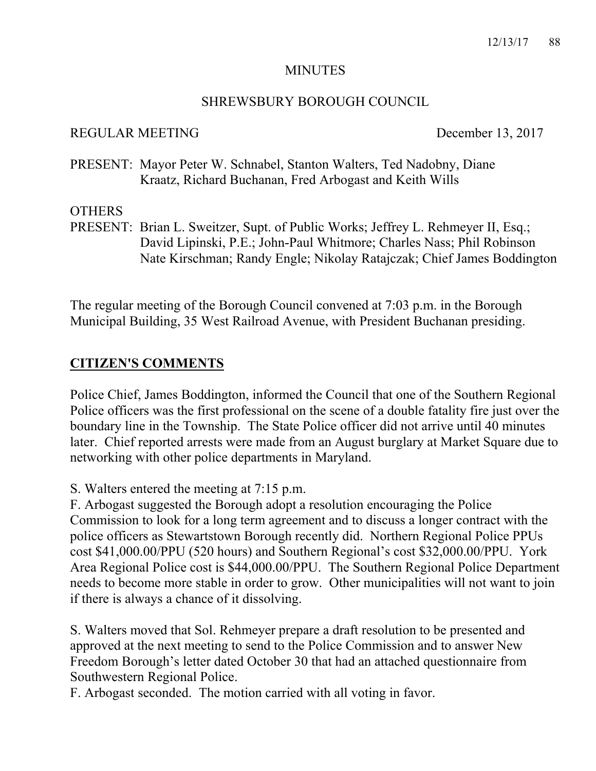# MINUTES

## SHREWSBURY BOROUGH COUNCIL

REGULAR MEETING December 13, 2017

PRESENT: Mayor Peter W. Schnabel, Stanton Walters, Ted Nadobny, Diane Kraatz, Richard Buchanan, Fred Arbogast and Keith Wills

OTHERS PRESENT: Brian L. Sweitzer, Supt. of Public Works; Jeffrey L. Rehmeyer II, Esq.; David Lipinski, P.E.; John-Paul Whitmore; Charles Nass; Phil Robinson Nate Kirschman; Randy Engle; Nikolay Ratajczak; Chief James Boddington

The regular meeting of the Borough Council convened at 7:03 p.m. in the Borough Municipal Building, 35 West Railroad Avenue, with President Buchanan presiding.

## CITIZEN'S COMMENTS

Police Chief, James Boddington, informed the Council that one of the Southern Regional Police officers was the first professional on the scene of a double fatality fire just over the boundary line in the Township. The State Police officer did not arrive until 40 minutes later. Chief reported arrests were made from an August burglary at Market Square due to networking with other police departments in Maryland.

S. Walters entered the meeting at 7:15 p.m.

F. Arbogast suggested the Borough adopt a resolution encouraging the Police Commission to look for a long term agreement and to discuss a longer contract with the police officers as Stewartstown Borough recently did. Northern Regional Police PPUs cost $41,000.00/PPU (520 hours) and Southern Regional's cost $32,000.00/PPU. York Area Regional Police cost is $44,000.00/PPU. The Southern Regional Police Department needs to become more stable in order to grow. Other municipalities will not want to join if there is always a chance of it dissolving.

S. Walters moved that Sol. Rehmeyer prepare a draft resolution to be presented and approved at the next meeting to send to the Police Commission and to answer New Freedom Borough's letter dated October 30 that had an attached questionnaire from Southwestern Regional Police.

F. Arbogast seconded. The motion carried with all voting in favor.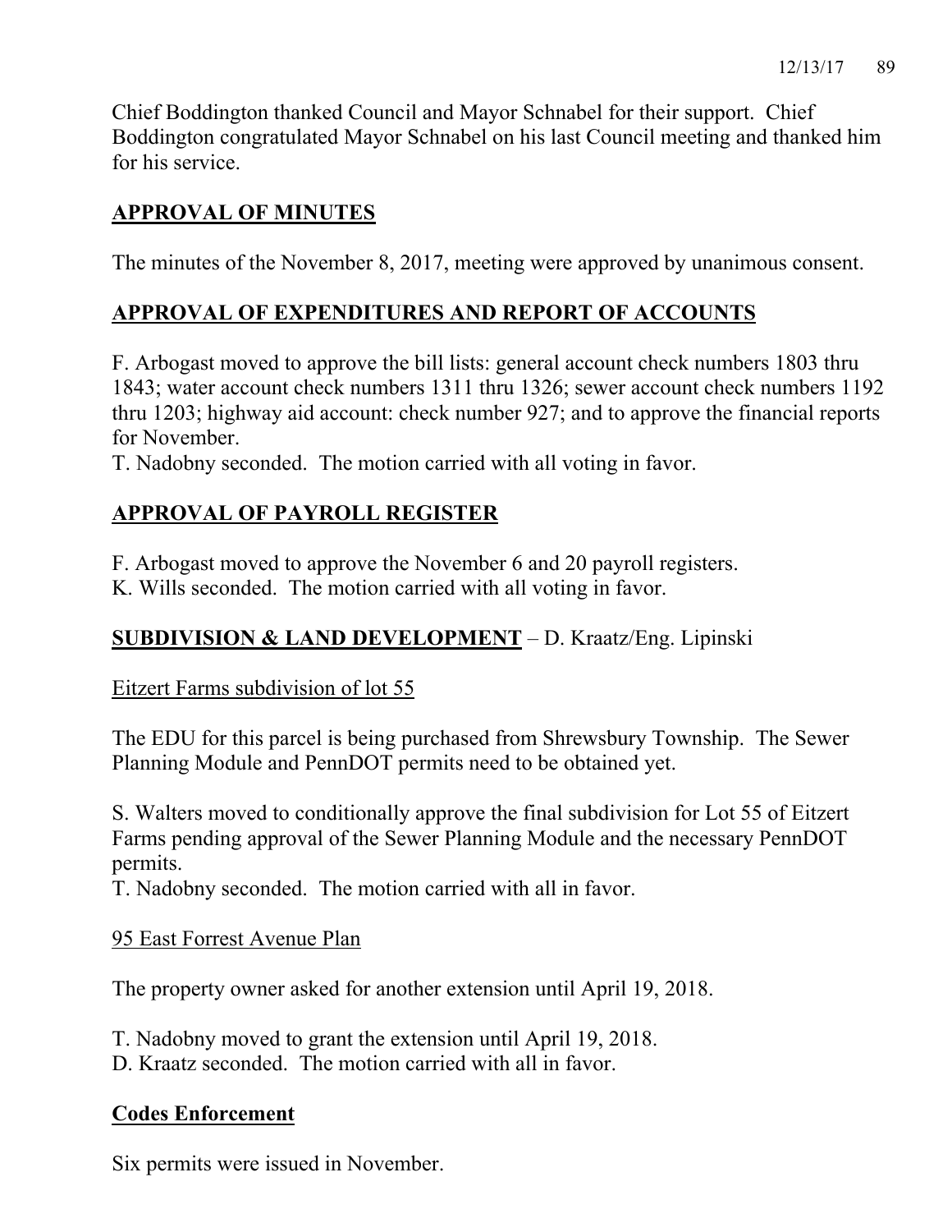Chief Boddington thanked Council and Mayor Schnabel for their support. Chief Boddington congratulated Mayor Schnabel on his last Council meeting and thanked him for his service.

## APPROVAL OF MINUTES

The minutes of the November 8, 2017, meeting were approved by unanimous consent.

## APPROVAL OF EXPENDITURES AND REPORT OF ACCOUNTS

F. Arbogast moved to approve the bill lists: general account check numbers 1803 thru 1843; water account check numbers 1311 thru 1326; sewer account check numbers 1192 thru 1203; highway aid account: check number 927; and to approve the financial reports for November.
T. Nadobny seconded. The motion carried with all voting in favor.

## APPROVAL OF PAYROLL REGISTER

F. Arbogast moved to approve the November 6 and 20 payroll registers.
K. Wills seconded. The motion carried with all voting in favor.

## SUBDIVISION & LAND DEVELOPMENT – D. Kraatz/Eng. Lipinski

Eitzert Farms subdivision of lot 55

The EDU for this parcel is being purchased from Shrewsbury Township. The Sewer Planning Module and PennDOT permits need to be obtained yet.

S. Walters moved to conditionally approve the final subdivision for Lot 55 of Eitzert Farms pending approval of the Sewer Planning Module and the necessary PennDOT permits.
T. Nadobny seconded. The motion carried with all in favor.

95 East Forrest Avenue Plan

The property owner asked for another extension until April 19, 2018.

T. Nadobny moved to grant the extension until April 19, 2018.
D. Kraatz seconded. The motion carried with all in favor.

## Codes Enforcement

Six permits were issued in November.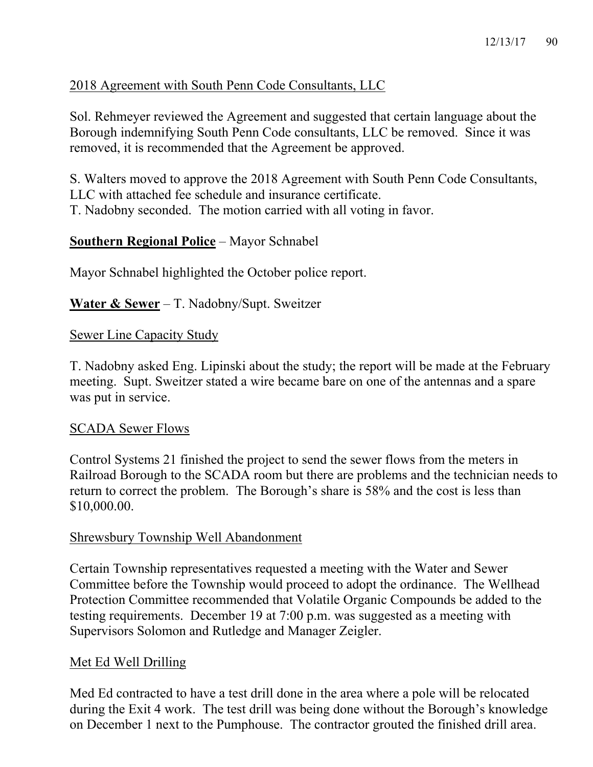2018 Agreement with South Penn Code Consultants, LLC

Sol. Rehmeyer reviewed the Agreement and suggested that certain language about the Borough indemnifying South Penn Code consultants, LLC be removed. Since it was removed, it is recommended that the Agreement be approved.

S. Walters moved to approve the 2018 Agreement with South Penn Code Consultants, LLC with attached fee schedule and insurance certificate.
T. Nadobny seconded. The motion carried with all voting in favor.

**Southern Regional Police** – Mayor Schnabel

Mayor Schnabel highlighted the October police report.

**Water & Sewer** – T. Nadobny/Supt. Sweitzer

Sewer Line Capacity Study

T. Nadobny asked Eng. Lipinski about the study; the report will be made at the February meeting. Supt. Sweitzer stated a wire became bare on one of the antennas and a spare was put in service.

SCADA Sewer Flows

Control Systems 21 finished the project to send the sewer flows from the meters in Railroad Borough to the SCADA room but there are problems and the technician needs to return to correct the problem. The Borough's share is 58% and the cost is less than $10,000.00.

Shrewsbury Township Well Abandonment

Certain Township representatives requested a meeting with the Water and Sewer Committee before the Township would proceed to adopt the ordinance. The Wellhead Protection Committee recommended that Volatile Organic Compounds be added to the testing requirements. December 19 at 7:00 p.m. was suggested as a meeting with Supervisors Solomon and Rutledge and Manager Zeigler.

Met Ed Well Drilling

Med Ed contracted to have a test drill done in the area where a pole will be relocated during the Exit 4 work. The test drill was being done without the Borough's knowledge on December 1 next to the Pumphouse. The contractor grouted the finished drill area.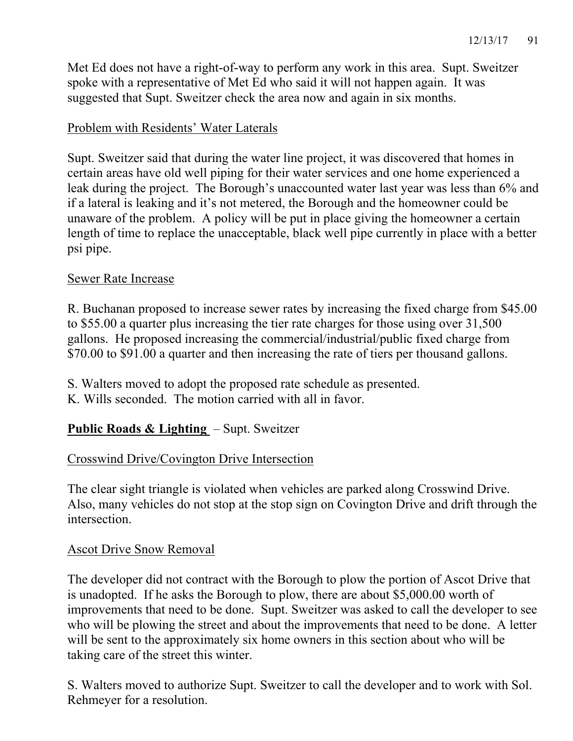Met Ed does not have a right-of-way to perform any work in this area. Supt. Sweitzer spoke with a representative of Met Ed who said it will not happen again. It was suggested that Supt. Sweitzer check the area now and again in six months.

Problem with Residents' Water Laterals

Supt. Sweitzer said that during the water line project, it was discovered that homes in certain areas have old well piping for their water services and one home experienced a leak during the project. The Borough's unaccounted water last year was less than 6% and if a lateral is leaking and it's not metered, the Borough and the homeowner could be unaware of the problem. A policy will be put in place giving the homeowner a certain length of time to replace the unacceptable, black well pipe currently in place with a better psi pipe.

Sewer Rate Increase

R. Buchanan proposed to increase sewer rates by increasing the fixed charge from $45.00 to $55.00 a quarter plus increasing the tier rate charges for those using over 31,500 gallons. He proposed increasing the commercial/industrial/public fixed charge from $70.00 to $91.00 a quarter and then increasing the rate of tiers per thousand gallons.

S. Walters moved to adopt the proposed rate schedule as presented.
K. Wills seconded. The motion carried with all in favor.

**Public Roads & Lighting** – Supt. Sweitzer

Crosswind Drive/Covington Drive Intersection

The clear sight triangle is violated when vehicles are parked along Crosswind Drive. Also, many vehicles do not stop at the stop sign on Covington Drive and drift through the intersection.

Ascot Drive Snow Removal

The developer did not contract with the Borough to plow the portion of Ascot Drive that is unadopted. If he asks the Borough to plow, there are about $5,000.00 worth of improvements that need to be done. Supt. Sweitzer was asked to call the developer to see who will be plowing the street and about the improvements that need to be done. A letter will be sent to the approximately six home owners in this section about who will be taking care of the street this winter.

S. Walters moved to authorize Supt. Sweitzer to call the developer and to work with Sol. Rehmeyer for a resolution.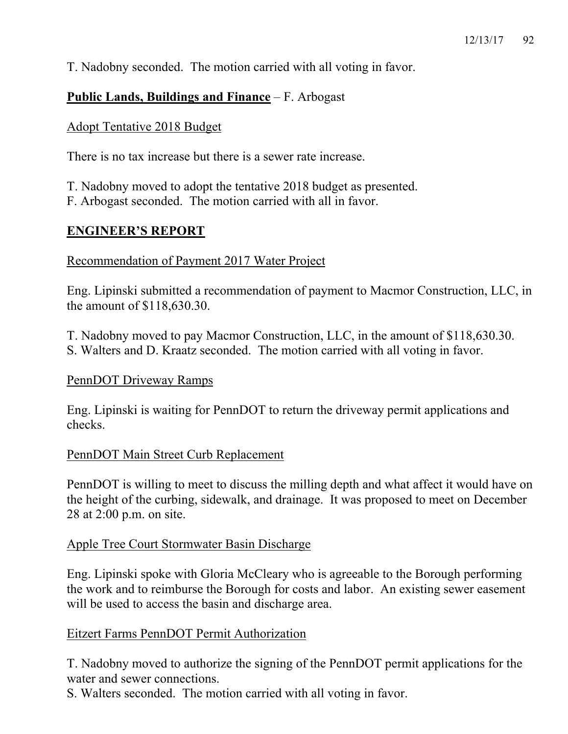T. Nadobny seconded. The motion carried with all voting in favor.

**<u>Public Lands, Buildings and Finance</u>** – F. Arbogast

<u>Adopt Tentative 2018 Budget</u>

There is no tax increase but there is a sewer rate increase.

T. Nadobny moved to adopt the tentative 2018 budget as presented.
F. Arbogast seconded. The motion carried with all in favor.

## <u>ENGINEER'S REPORT</u>

<u>Recommendation of Payment 2017 Water Project</u>

Eng. Lipinski submitted a recommendation of payment to Macmor Construction, LLC, in the amount of $118,630.30.

T. Nadobny moved to pay Macmor Construction, LLC, in the amount of $118,630.30.
S. Walters and D. Kraatz seconded. The motion carried with all voting in favor.

<u>PennDOT Driveway Ramps</u>

Eng. Lipinski is waiting for PennDOT to return the driveway permit applications and checks.

<u>PennDOT Main Street Curb Replacement</u>

PennDOT is willing to meet to discuss the milling depth and what affect it would have on the height of the curbing, sidewalk, and drainage. It was proposed to meet on December 28 at 2:00 p.m. on site.

<u>Apple Tree Court Stormwater Basin Discharge</u>

Eng. Lipinski spoke with Gloria McCleary who is agreeable to the Borough performing the work and to reimburse the Borough for costs and labor. An existing sewer easement will be used to access the basin and discharge area.

<u>Eitzert Farms PennDOT Permit Authorization</u>

T. Nadobny moved to authorize the signing of the PennDOT permit applications for the water and sewer connections.
S. Walters seconded. The motion carried with all voting in favor.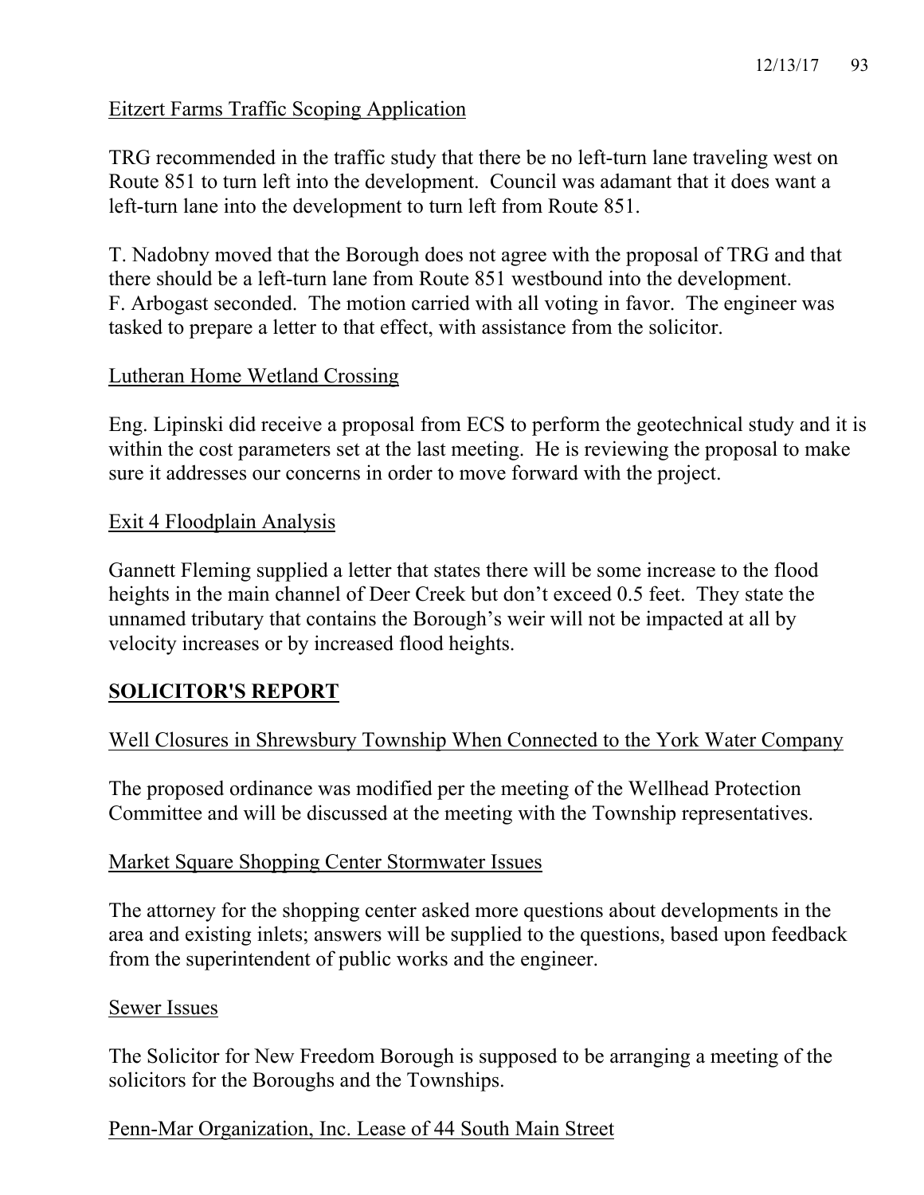Eitzert Farms Traffic Scoping Application

TRG recommended in the traffic study that there be no left-turn lane traveling west on Route 851 to turn left into the development. Council was adamant that it does want a left-turn lane into the development to turn left from Route 851.

T. Nadobny moved that the Borough does not agree with the proposal of TRG and that there should be a left-turn lane from Route 851 westbound into the development. F. Arbogast seconded. The motion carried with all voting in favor. The engineer was tasked to prepare a letter to that effect, with assistance from the solicitor.

Lutheran Home Wetland Crossing

Eng. Lipinski did receive a proposal from ECS to perform the geotechnical study and it is within the cost parameters set at the last meeting. He is reviewing the proposal to make sure it addresses our concerns in order to move forward with the project.

Exit 4 Floodplain Analysis

Gannett Fleming supplied a letter that states there will be some increase to the flood heights in the main channel of Deer Creek but don't exceed 0.5 feet. They state the unnamed tributary that contains the Borough's weir will not be impacted at all by velocity increases or by increased flood heights.

## SOLICITOR'S REPORT

Well Closures in Shrewsbury Township When Connected to the York Water Company

The proposed ordinance was modified per the meeting of the Wellhead Protection Committee and will be discussed at the meeting with the Township representatives.

Market Square Shopping Center Stormwater Issues

The attorney for the shopping center asked more questions about developments in the area and existing inlets; answers will be supplied to the questions, based upon feedback from the superintendent of public works and the engineer.

Sewer Issues

The Solicitor for New Freedom Borough is supposed to be arranging a meeting of the solicitors for the Boroughs and the Townships.

Penn-Mar Organization, Inc. Lease of 44 South Main Street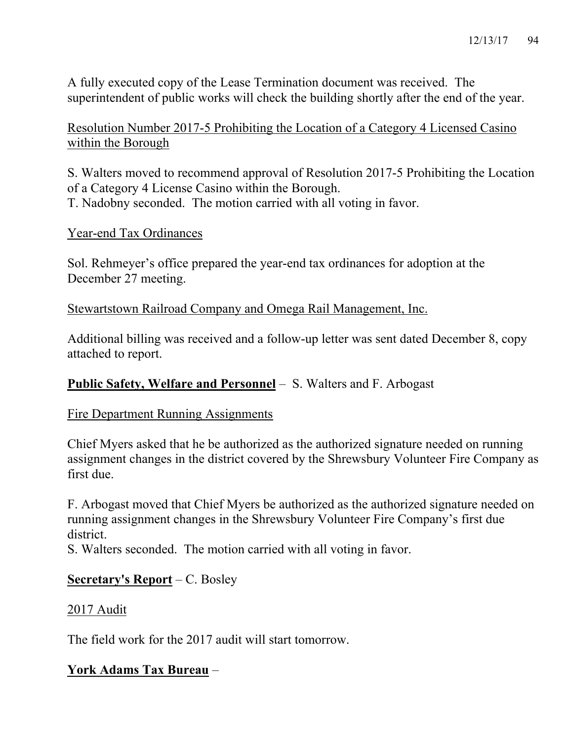A fully executed copy of the Lease Termination document was received. The superintendent of public works will check the building shortly after the end of the year.

Resolution Number 2017-5 Prohibiting the Location of a Category 4 Licensed Casino within the Borough

S. Walters moved to recommend approval of Resolution 2017-5 Prohibiting the Location of a Category 4 License Casino within the Borough.
T. Nadobny seconded. The motion carried with all voting in favor.

Year-end Tax Ordinances

Sol. Rehmeyer's office prepared the year-end tax ordinances for adoption at the December 27 meeting.

Stewartstown Railroad Company and Omega Rail Management, Inc.

Additional billing was received and a follow-up letter was sent dated December 8, copy attached to report.

**Public Safety, Welfare and Personnel** – S. Walters and F. Arbogast

Fire Department Running Assignments

Chief Myers asked that he be authorized as the authorized signature needed on running assignment changes in the district covered by the Shrewsbury Volunteer Fire Company as first due.

F. Arbogast moved that Chief Myers be authorized as the authorized signature needed on running assignment changes in the Shrewsbury Volunteer Fire Company's first due district.
S. Walters seconded. The motion carried with all voting in favor.

**Secretary's Report** – C. Bosley

2017 Audit

The field work for the 2017 audit will start tomorrow.

**York Adams Tax Bureau** –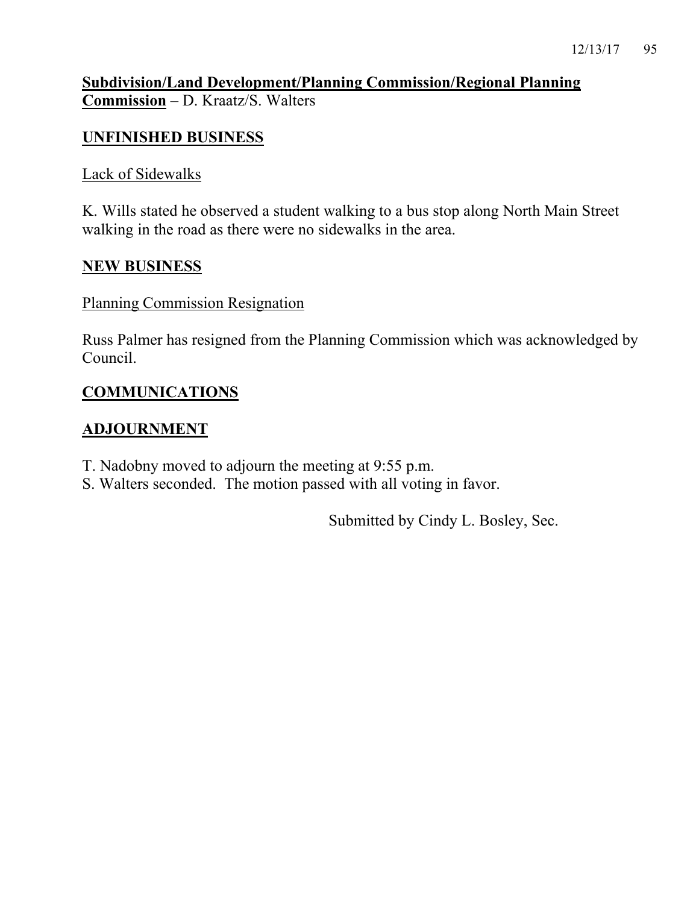**Subdivision/Land Development/Planning Commission/Regional Planning Commission** – D. Kraatz/S. Walters

## UNFINISHED BUSINESS

Lack of Sidewalks

K. Wills stated he observed a student walking to a bus stop along North Main Street walking in the road as there were no sidewalks in the area.

## NEW BUSINESS

Planning Commission Resignation

Russ Palmer has resigned from the Planning Commission which was acknowledged by Council.

## COMMUNICATIONS

## ADJOURNMENT

T. Nadobny moved to adjourn the meeting at 9:55 p.m.
S. Walters seconded. The motion passed with all voting in favor.

Submitted by Cindy L. Bosley, Sec.